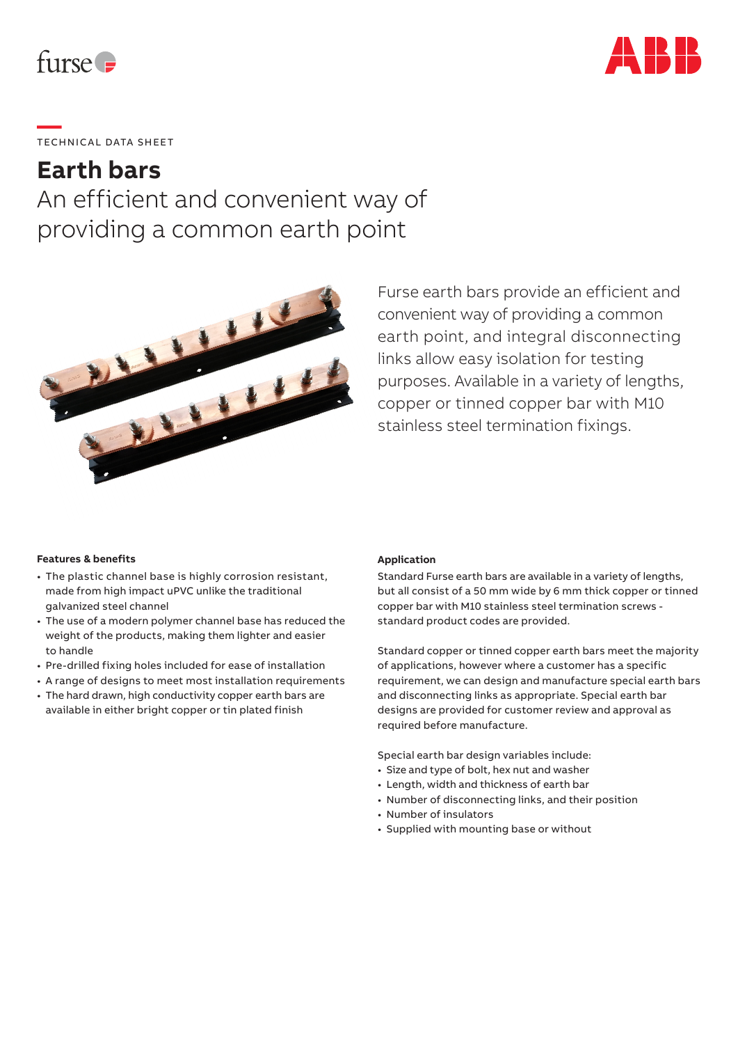TECHNICAL DATA SHEET

# Earth bars

## An efficient and convenient way of providing a common earth point

Furse earth bars provide an efficient and convenient way of providing a common earth point, and integral disconnecting links allow easy isolation for testing purposes. Available in a variety of lengths, copper or tinned copper bar with M10 stainless steel termination fixings.

### Features & benefits

- The plastic channel base is highly corrosion resistant, made from high impact uPVC unlike the traditional galvanized steel channel
- The use of a modern polymer channel base has reduced the weight of the products, making them lighter and easier to handle
- Pre-drilled fixing holes included for ease of installation
- A range of designs to meet most installation requirements
- The hard drawn, high conductivity copper earth bars are available in either bright copper or tin plated finish

### Application

Standard Furse earth bars are available in a variety of lengths, but all consist of a 50 mm wide by 6 mm thick copper or tinned copper bar with M10 stainless steel termination screws - standard product codes are provided.

Standard copper or tinned copper earth bars meet the majority of applications, however where a customer has a specific requirement, we can design and manufacture special earth bars and disconnecting links as appropriate. Special earth bar designs are provided for customer review and approval as required before manufacture.

Special earth bar design variables include:

- Size and type of bolt, hex nut and washer
- Length, width and thickness of earth bar
- Number of disconnecting links, and their position
- Number of insulators
- Supplied with mounting base or without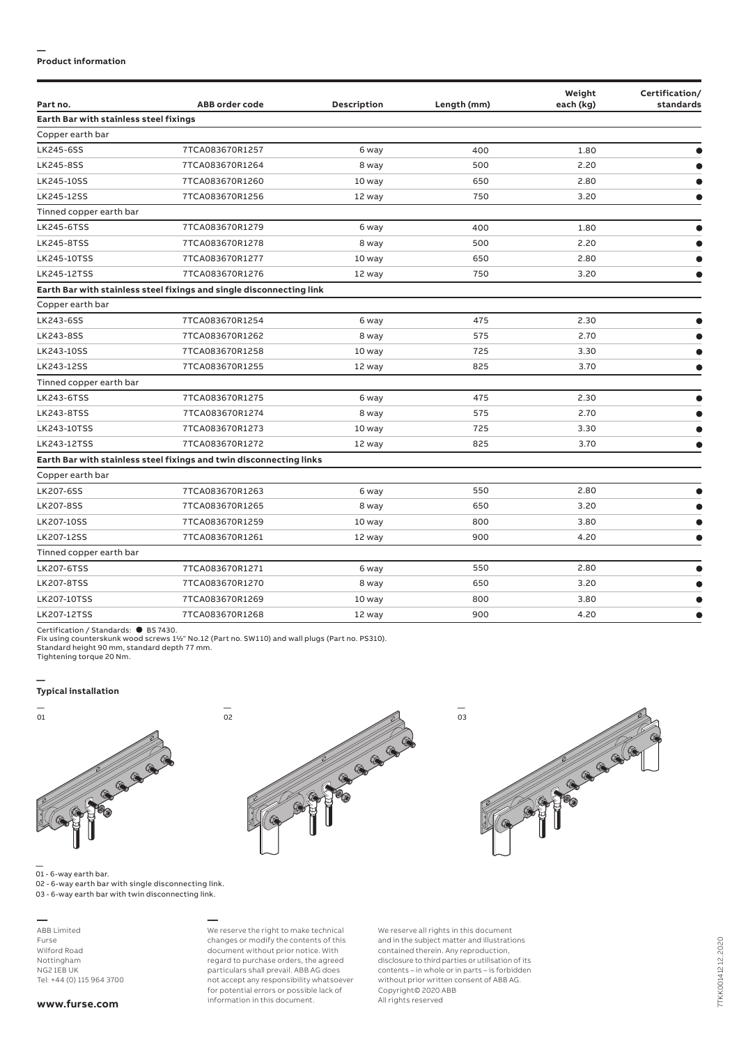**Product information**

| Part no. | ABB order code | Description | Length (mm) | Weight each (kg) | Certification/ standards |
|---|---|---|---|---|---|
| **Earth Bar with stainless steel fixings** | | | | | |
| Copper earth bar | | | | | |
| LK245-6SS | 7TCA083670R1257 | 6 way | 400 | 1.80 | ● |
| LK245-8SS | 7TCA083670R1264 | 8 way | 500 | 2.20 | ● |
| LK245-10SS | 7TCA083670R1260 | 10 way | 650 | 2.80 | ● |
| LK245-12SS | 7TCA083670R1256 | 12 way | 750 | 3.20 | ● |
| Tinned copper earth bar | | | | | |
| LK245-6TSS | 7TCA083670R1279 | 6 way | 400 | 1.80 | ● |
| LK245-8TSS | 7TCA083670R1278 | 8 way | 500 | 2.20 | ● |
| LK245-10TSS | 7TCA083670R1277 | 10 way | 650 | 2.80 | ● |
| LK245-12TSS | 7TCA083670R1276 | 12 way | 750 | 3.20 | ● |
| **Earth Bar with stainless steel fixings and single disconnecting link** | | | | | |
| Copper earth bar | | | | | |
| LK243-6SS | 7TCA083670R1254 | 6 way | 475 | 2.30 | ● |
| LK243-8SS | 7TCA083670R1262 | 8 way | 575 | 2.70 | ● |
| LK243-10SS | 7TCA083670R1258 | 10 way | 725 | 3.30 | ● |
| LK243-12SS | 7TCA083670R1255 | 12 way | 825 | 3.70 | ● |
| Tinned copper earth bar | | | | | |
| LK243-6TSS | 7TCA083670R1275 | 6 way | 475 | 2.30 | ● |
| LK243-8TSS | 7TCA083670R1274 | 8 way | 575 | 2.70 | ● |
| LK243-10TSS | 7TCA083670R1273 | 10 way | 725 | 3.30 | ● |
| LK243-12TSS | 7TCA083670R1272 | 12 way | 825 | 3.70 | ● |
| **Earth Bar with stainless steel fixings and twin disconnecting links** | | | | | |
| Copper earth bar | | | | | |
| LK207-6SS | 7TCA083670R1263 | 6 way | 550 | 2.80 | ● |
| LK207-8SS | 7TCA083670R1265 | 8 way | 650 | 3.20 | ● |
| LK207-10SS | 7TCA083670R1259 | 10 way | 800 | 3.80 | ● |
| LK207-12SS | 7TCA083670R1261 | 12 way | 900 | 4.20 | ● |
| Tinned copper earth bar | | | | | |
| LK207-6TSS | 7TCA083670R1271 | 6 way | 550 | 2.80 | ● |
| LK207-8TSS | 7TCA083670R1270 | 8 way | 650 | 3.20 | ● |
| LK207-10TSS | 7TCA083670R1269 | 10 way | 800 | 3.80 | ● |
| LK207-12TSS | 7TCA083670R1268 | 12 way | 900 | 4.20 | ● |

Certification / Standards: ● BS 7430.
Fix using counterskunk wood screws 1½" No.12 (Part no. SW110) and wall plugs (Part no. PS310).
Standard height 90 mm, standard depth 77 mm.
Tightening torque 20 Nm.

**Typical installation**

01

02

03

01 - 6-way earth bar.
02 - 6-way earth bar with single disconnecting link.
03 - 6-way earth bar with twin disconnecting link.

ABB Limited
Furse
Wilford Road
Nottingham
NG2 1EB UK
Tel: +44 (0) 115 964 3700

**www.furse.com**

We reserve the right to make technical changes or modify the contents of this document without prior notice. With regard to purchase orders, the agreed particulars shall prevail. ABB AG does not accept any responsibility whatsoever for potential errors or possible lack of information in this document.

We reserve all rights in this document and in the subject matter and illustrations contained therein. Any reproduction, disclosure to third parties or utilisation of its contents – in whole or in parts – is forbidden without prior written consent of ABB AG.
Copyright© 2020 ABB
All rights reserved

7TKK001412.12.2020